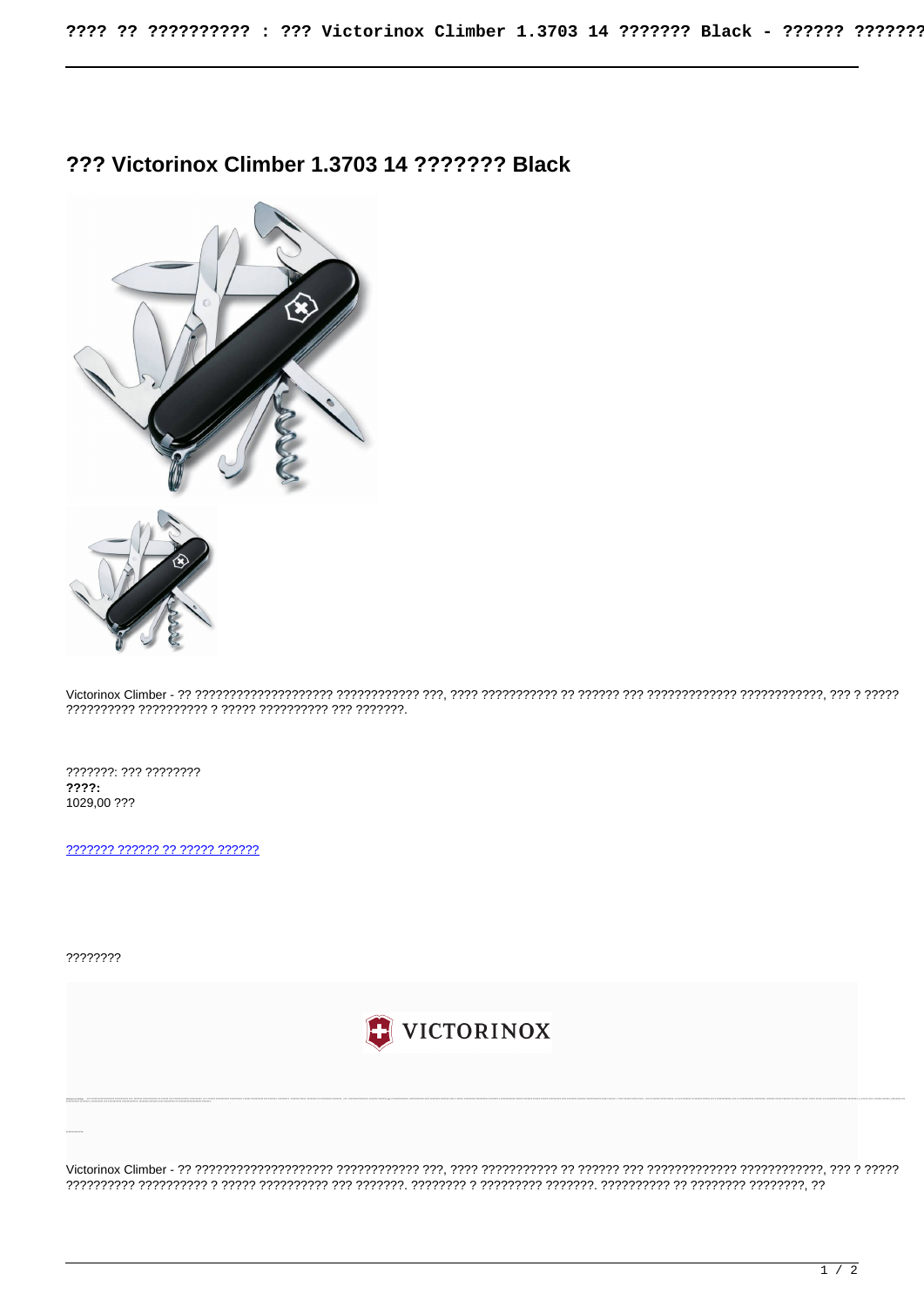# ??? Victorinox Climber 1.3703 14 ??????? Black

Victorinox Climber - ?? ???????????????????? ???????????? ???, ???? ??????????? ?? ?????? ??? ????????????? ????????????, ??? ? ????? ?????????? ?????????? ? ????? ?????????? ??? ???????.

???????: ??? ????????

**????:**

1029,00 ???

[??????? ?????? ?? ????? ??????]()

????????

Victorinox Climber - ?? ???????????????????? ???????????? ???, ???? ??????????? ?? ?????? ??? ????????????? ????????????, ??? ? ????? ?????????? ?????????? ? ????? ?????????? ??? ???????. ???????? ? ????????? ???????. ?????????? ?? ???????? ????????, ??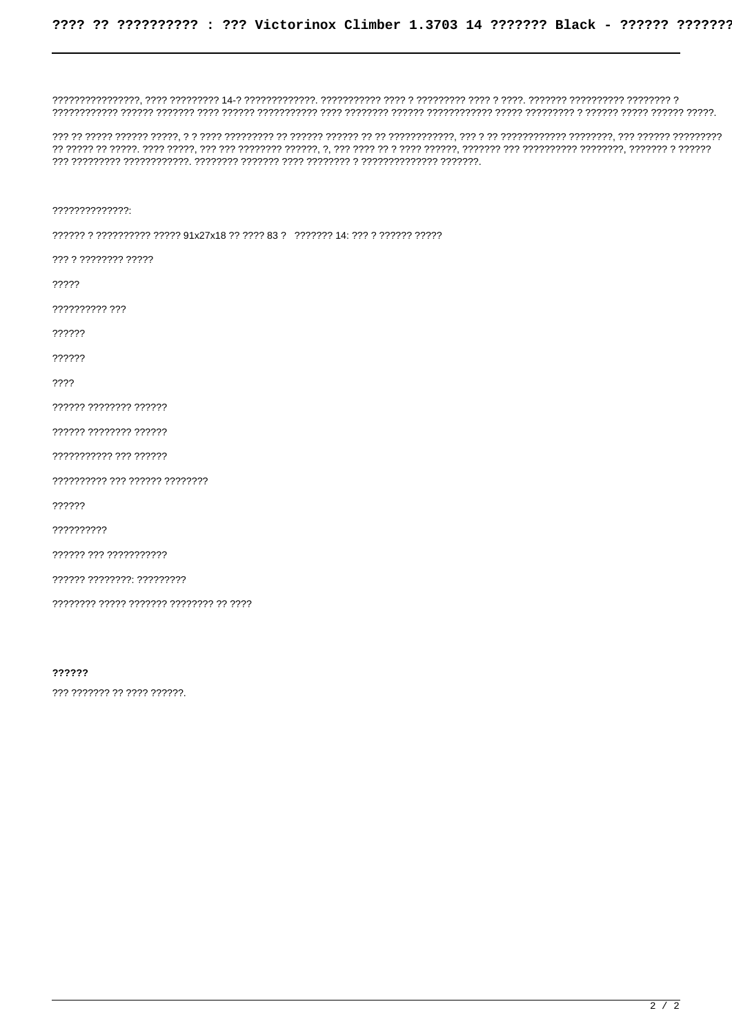????????????????, ???? ????????? 14-? ?????????????. ??????????? ???? ? ????????? ???? ? ????. ??????? ?????????? ???????? ? ???????????? ?????? ??????? ???? ?????? ??????????? ???? ???????? ?????? ??????????? ????? ????????? ? ?????? ????? ?????? ?????.

??? ?? ????? ?????? ?????, ? ? ???? ????????? ?? ?????? ?????? ?? ?? ????????????, ??? ? ?? ???????????? ????????, ??? ?????? ????????? ?? ????? ?? ?????. ???? ?????, ??? ??? ???????? ??????, ?, ??? ???? ?? ? ???? ??????, ??????? ??? ?????????? ????????, ??????? ? ?????? ??? ????????? ????????????. ???????? ??????? ???? ???????? ? ?????????????? ???????.

??????????????:

?????? ? ?????????? ????? 91x27x18 ?? ???? 83 ? ??????? 14: ??? ? ?????? ?????

??? ? ???????? ?????

?????

?????????? ???

??????

??????

????

?????? ???????? ??????

?????? ???????? ??????

??????????? ??? ??????

?????????? ??? ?????? ????????

??????

??????????

?????? ??? ???????????

?????? ????????: ?????????

???????? ????? ??????? ???????? ?? ????

**??????**

??? ??????? ?? ???? ??????.